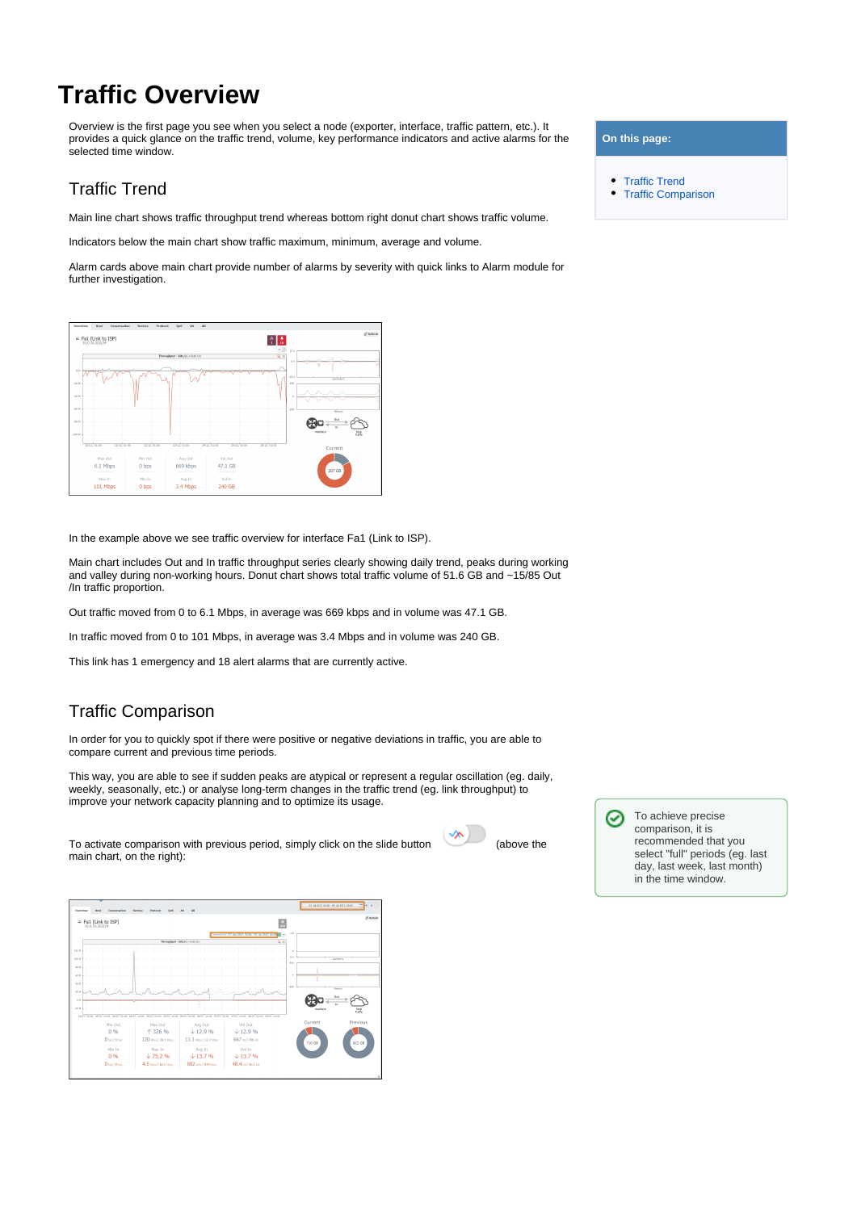# Traffic Overview

Overview is the first page you see when you select a node (exporter, interface, traffic pattern, etc.). It provides a quick glance on the traffic trend, volume, key performance indicators and active alarms for the selected time window.

**On this page:**

- Traffic Trend
- Traffic Comparison

## Traffic Trend

Main line chart shows traffic throughput trend whereas bottom right donut chart shows traffic volume.

Indicators below the main chart show traffic maximum, minimum, average and volume.

Alarm cards above main chart provide number of alarms by severity with quick links to Alarm module for further investigation.

In the example above we see traffic overview for interface Fa1 (Link to ISP).

Main chart includes Out and In traffic throughput series clearly showing daily trend, peaks during working and valley during non-working hours. Donut chart shows total traffic volume of 51.6 GB and ~15/85 Out /In traffic proportion.

Out traffic moved from 0 to 6.1 Mbps, in average was 669 kbps and in volume was 47.1 GB.

In traffic moved from 0 to 101 Mbps, in average was 3.4 Mbps and in volume was 240 GB.

This link has 1 emergency and 18 alert alarms that are currently active.

## Traffic Comparison

In order for you to quickly spot if there were positive or negative deviations in traffic, you are able to compare current and previous time periods.

This way, you are able to see if sudden peaks are atypical or represent a regular oscillation (eg. daily, weekly, seasonally, etc.) or analyse long-term changes in the traffic trend (eg. link throughput) to improve your network capacity planning and to optimize its usage.

To activate comparison with previous period, simply click on the slide button (above the main chart, on the right):

> To achieve precise comparison, it is recommended that you select "full" periods (eg. last day, last week, last month) in the time window.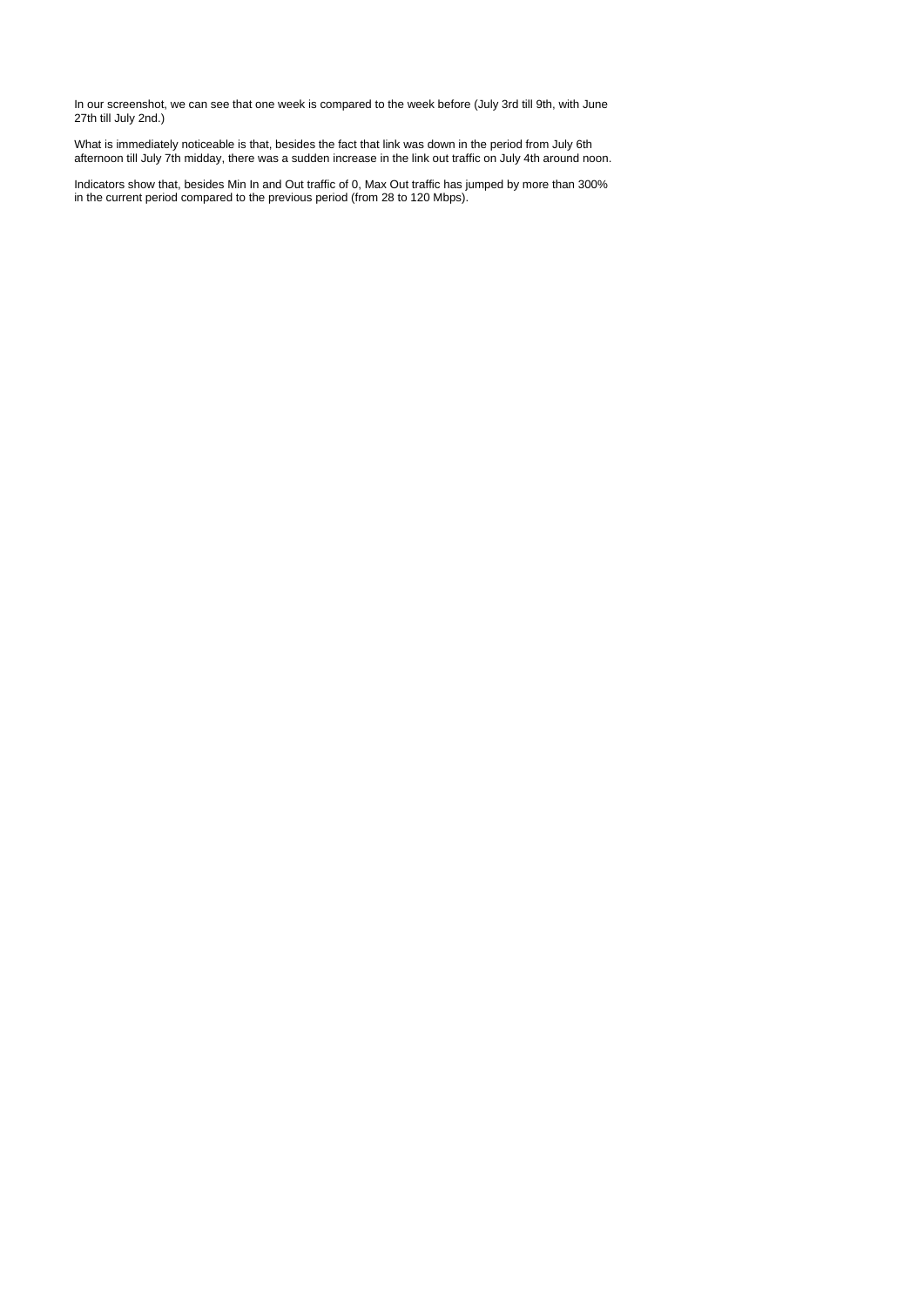In our screenshot, we can see that one week is compared to the week before (July 3rd till 9th, with June 27th till July 2nd.)

What is immediately noticeable is that, besides the fact that link was down in the period from July 6th afternoon till July 7th midday, there was a sudden increase in the link out traffic on July 4th around noon.

Indicators show that, besides Min In and Out traffic of 0, Max Out traffic has jumped by more than 300% in the current period compared to the previous period (from 28 to 120 Mbps).